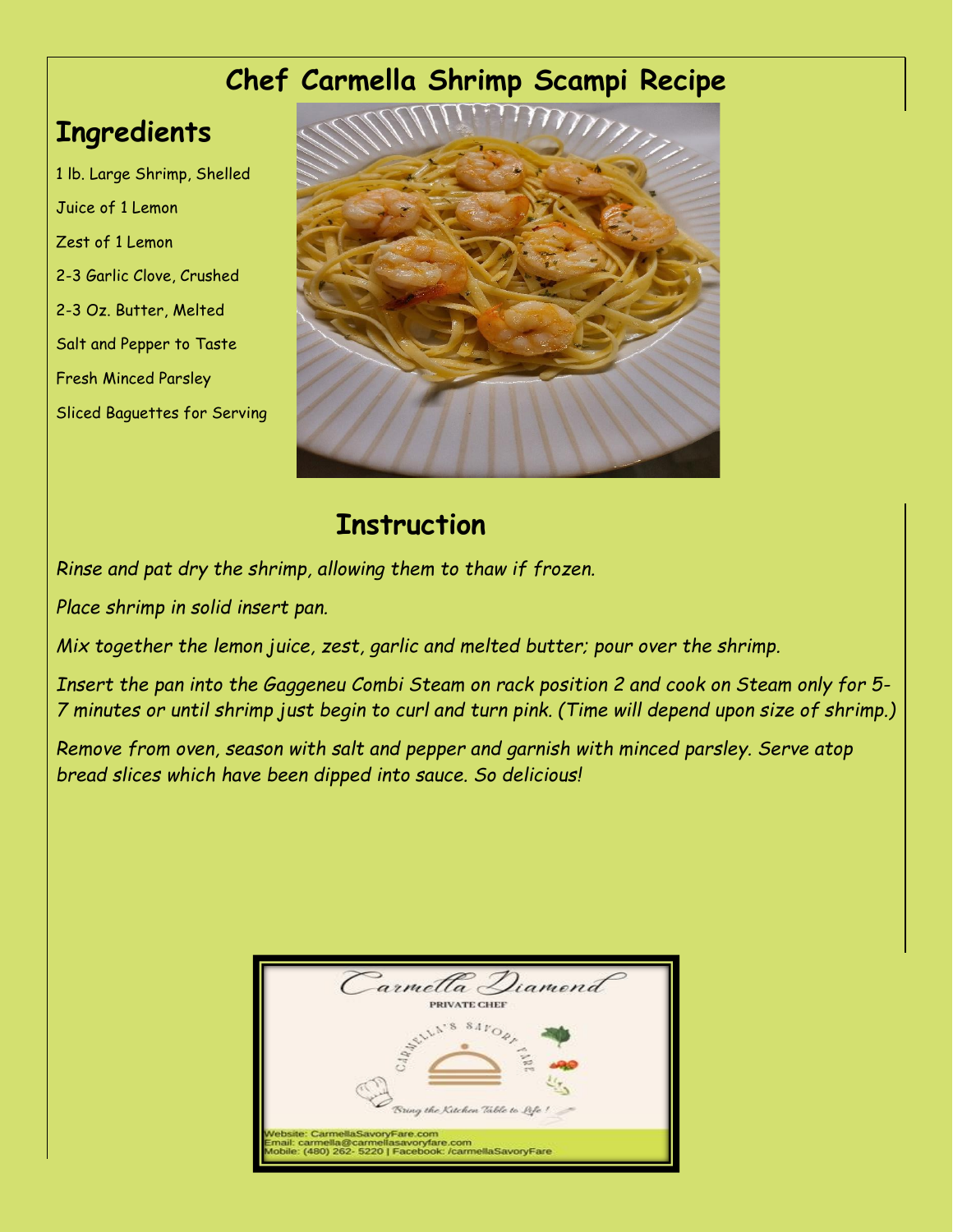# Chef Carmella Shrimp Scampi Recipe

## Ingredients

1 lb. Large Shrimp, Shelled

Juice of 1 Lemon

Zest of 1 Lemon

2-3 Garlic Clove, Crushed

2-3 Oz. Butter, Melted

Salt and Pepper to Taste

Fresh Minced Parsley

Sliced Baguettes for Serving

## Instruction

*Rinse and pat dry the shrimp, allowing them to thaw if frozen.*

*Place shrimp in solid insert pan.*

*Mix together the lemon juice, zest, garlic and melted butter; pour over the shrimp.*

*Insert the pan into the Gaggeneu Combi Steam on rack position 2 and cook on Steam only for 5-7 minutes or until shrimp just begin to curl and turn pink. (Time will depend upon size of shrimp.)*

*Remove from oven, season with salt and pepper and garnish with minced parsley. Serve atop bread slices which have been dipped into sauce. So delicious!*

Carmella Diamond

PRIVATE CHEF

CARMELLA'S SAVORY FARE

Bring the Kitchen Table to Life!

Website: CarmellaSavoryFare.com
Email: carmella@carmellasavoryfare.com
Mobile: (480) 262- 5220 | Facebook: /carmellaSavoryFare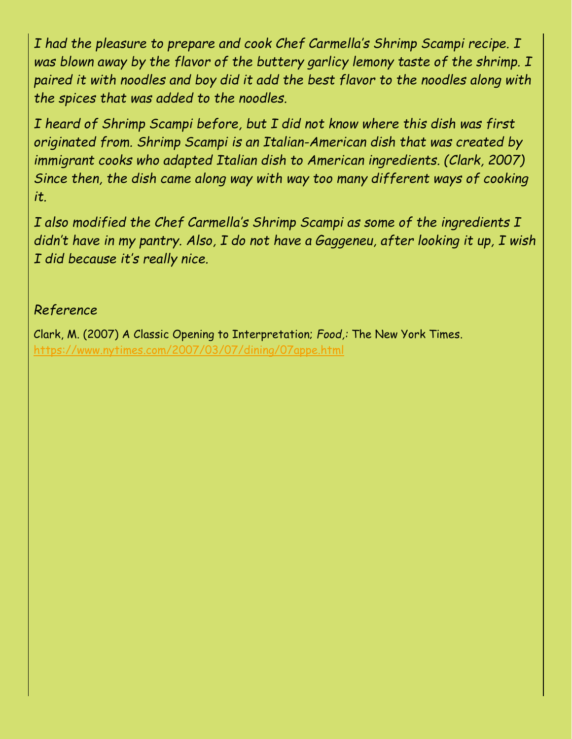*I had the pleasure to prepare and cook Chef Carmella's Shrimp Scampi recipe. I was blown away by the flavor of the buttery garlicy lemony taste of the shrimp. I paired it with noodles and boy did it add the best flavor to the noodles along with the spices that was added to the noodles.*

*I heard of Shrimp Scampi before, but I did not know where this dish was first originated from. Shrimp Scampi is an Italian-American dish that was created by immigrant cooks who adapted Italian dish to American ingredients. (Clark, 2007) Since then, the dish came along way with way too many different ways of cooking it.*

*I also modified the Chef Carmella's Shrimp Scampi as some of the ingredients I didn't have in my pantry. Also, I do not have a Gaggeneu, after looking it up, I wish I did because it's really nice.*

*Reference*

Clark, M. (2007) A Classic Opening to Interpretation; *Food*,: The New York Times. https://www.nytimes.com/2007/03/07/dining/07appe.html